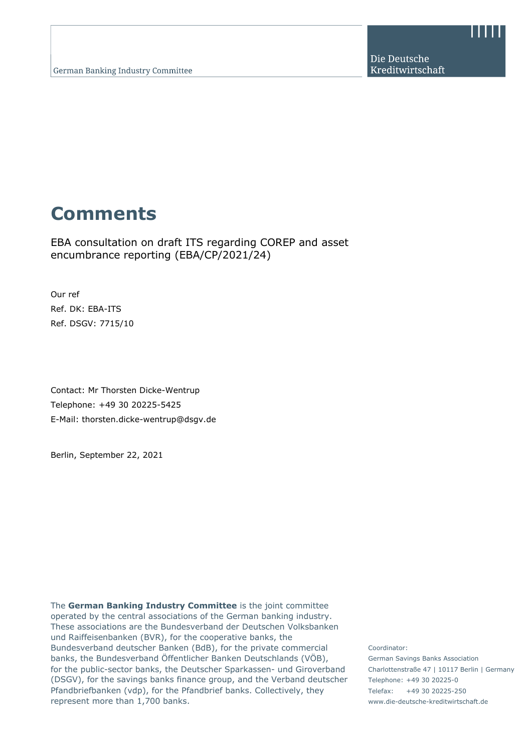German Banking Industry Committee

Die Deutsche Kreditwirtschaft

# Comments

EBA consultation on draft ITS regarding COREP and asset encumbrance reporting (EBA/CP/2021/24)

Our ref
Ref. DK: EBA-ITS
Ref. DSGV: 7715/10

Contact: Mr Thorsten Dicke-Wentrup
Telephone: +49 30 20225-5425
E-Mail: thorsten.dicke-wentrup@dsgv.de

Berlin, September 22, 2021

The **German Banking Industry Committee** is the joint committee operated by the central associations of the German banking industry. These associations are the Bundesverband der Deutschen Volksbanken und Raiffeisenbanken (BVR), for the cooperative banks, the Bundesverband deutscher Banken (BdB), for the private commercial banks, the Bundesverband Öffentlicher Banken Deutschlands (VÖB), for the public-sector banks, the Deutscher Sparkassen- und Giroverband (DSGV), for the savings banks finance group, and the Verband deutscher Pfandbriefbanken (vdp), for the Pfandbrief banks. Collectively, they represent more than 1,700 banks.

Coordinator:
German Savings Banks Association
Charlottenstraße 47 | 10117 Berlin | Germany
Telephone: +49 30 20225-0
Telefax: +49 30 20225-250
www.die-deutsche-kreditwirtschaft.de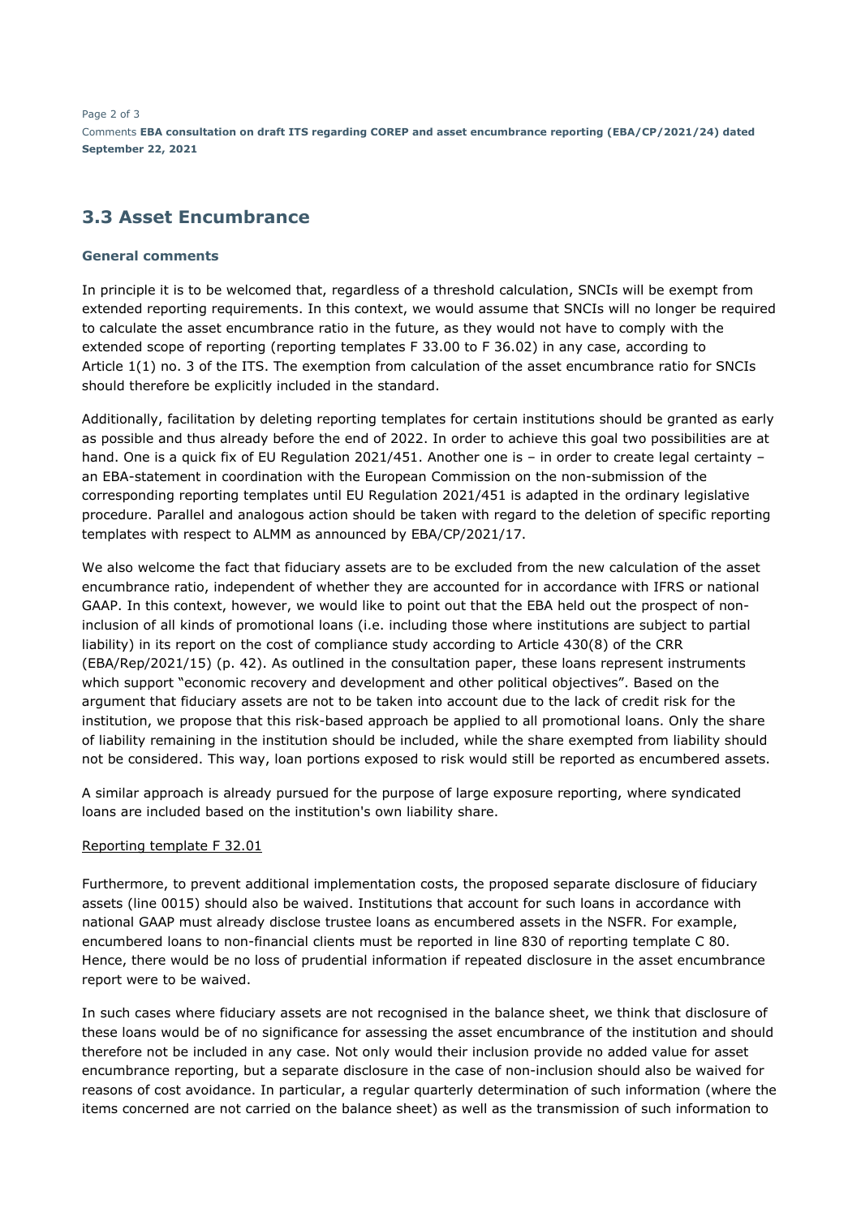## 3.3 Asset Encumbrance

### General comments

In principle it is to be welcomed that, regardless of a threshold calculation, SNCIs will be exempt from extended reporting requirements. In this context, we would assume that SNCIs will no longer be required to calculate the asset encumbrance ratio in the future, as they would not have to comply with the extended scope of reporting (reporting templates F 33.00 to F 36.02) in any case, according to Article 1(1) no. 3 of the ITS. The exemption from calculation of the asset encumbrance ratio for SNCIs should therefore be explicitly included in the standard.

Additionally, facilitation by deleting reporting templates for certain institutions should be granted as early as possible and thus already before the end of 2022. In order to achieve this goal two possibilities are at hand. One is a quick fix of EU Regulation 2021/451. Another one is – in order to create legal certainty – an EBA-statement in coordination with the European Commission on the non-submission of the corresponding reporting templates until EU Regulation 2021/451 is adapted in the ordinary legislative procedure. Parallel and analogous action should be taken with regard to the deletion of specific reporting templates with respect to ALMM as announced by EBA/CP/2021/17.

We also welcome the fact that fiduciary assets are to be excluded from the new calculation of the asset encumbrance ratio, independent of whether they are accounted for in accordance with IFRS or national GAAP. In this context, however, we would like to point out that the EBA held out the prospect of non-inclusion of all kinds of promotional loans (i.e. including those where institutions are subject to partial liability) in its report on the cost of compliance study according to Article 430(8) of the CRR (EBA/Rep/2021/15) (p. 42). As outlined in the consultation paper, these loans represent instruments which support "economic recovery and development and other political objectives". Based on the argument that fiduciary assets are not to be taken into account due to the lack of credit risk for the institution, we propose that this risk-based approach be applied to all promotional loans. Only the share of liability remaining in the institution should be included, while the share exempted from liability should not be considered. This way, loan portions exposed to risk would still be reported as encumbered assets.

A similar approach is already pursued for the purpose of large exposure reporting, where syndicated loans are included based on the institution's own liability share.

Reporting template F 32.01

Furthermore, to prevent additional implementation costs, the proposed separate disclosure of fiduciary assets (line 0015) should also be waived. Institutions that account for such loans in accordance with national GAAP must already disclose trustee loans as encumbered assets in the NSFR. For example, encumbered loans to non-financial clients must be reported in line 830 of reporting template C 80. Hence, there would be no loss of prudential information if repeated disclosure in the asset encumbrance report were to be waived.

In such cases where fiduciary assets are not recognised in the balance sheet, we think that disclosure of these loans would be of no significance for assessing the asset encumbrance of the institution and should therefore not be included in any case. Not only would their inclusion provide no added value for asset encumbrance reporting, but a separate disclosure in the case of non-inclusion should also be waived for reasons of cost avoidance. In particular, a regular quarterly determination of such information (where the items concerned are not carried on the balance sheet) as well as the transmission of such information to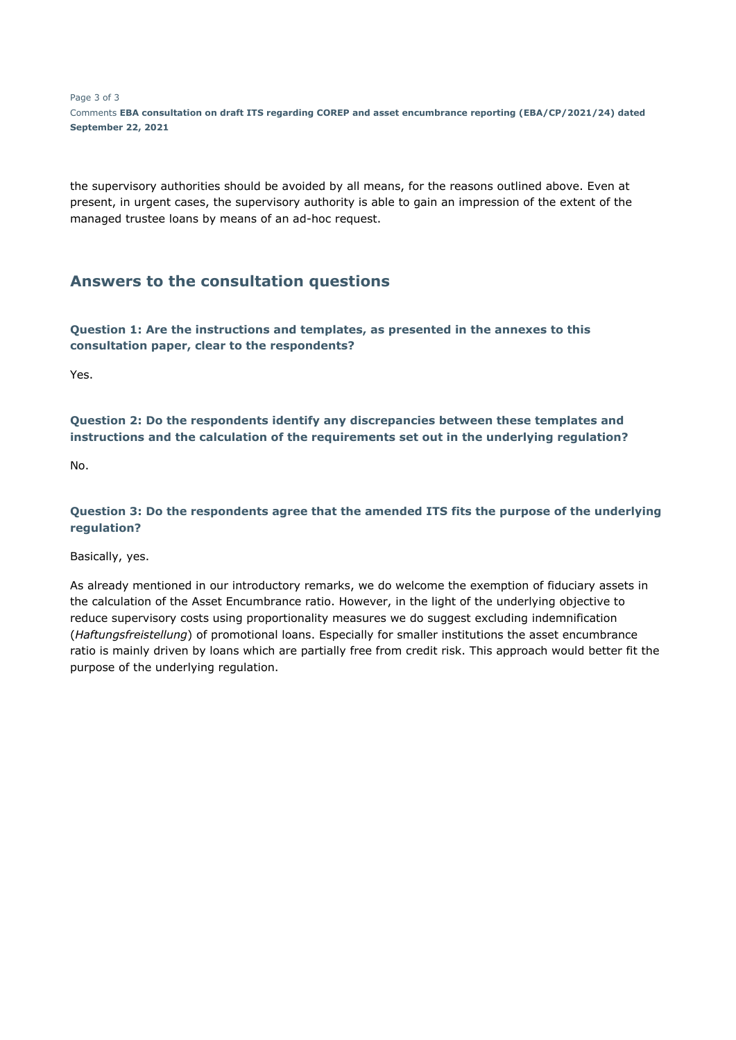the supervisory authorities should be avoided by all means, for the reasons outlined above. Even at present, in urgent cases, the supervisory authority is able to gain an impression of the extent of the managed trustee loans by means of an ad-hoc request.

## Answers to the consultation questions

### Question 1: Are the instructions and templates, as presented in the annexes to this consultation paper, clear to the respondents?

Yes.

### Question 2: Do the respondents identify any discrepancies between these templates and instructions and the calculation of the requirements set out in the underlying regulation?

No.

### Question 3: Do the respondents agree that the amended ITS fits the purpose of the underlying regulation?

Basically, yes.

As already mentioned in our introductory remarks, we do welcome the exemption of fiduciary assets in the calculation of the Asset Encumbrance ratio. However, in the light of the underlying objective to reduce supervisory costs using proportionality measures we do suggest excluding indemnification (*Haftungsfreistellung*) of promotional loans. Especially for smaller institutions the asset encumbrance ratio is mainly driven by loans which are partially free from credit risk. This approach would better fit the purpose of the underlying regulation.